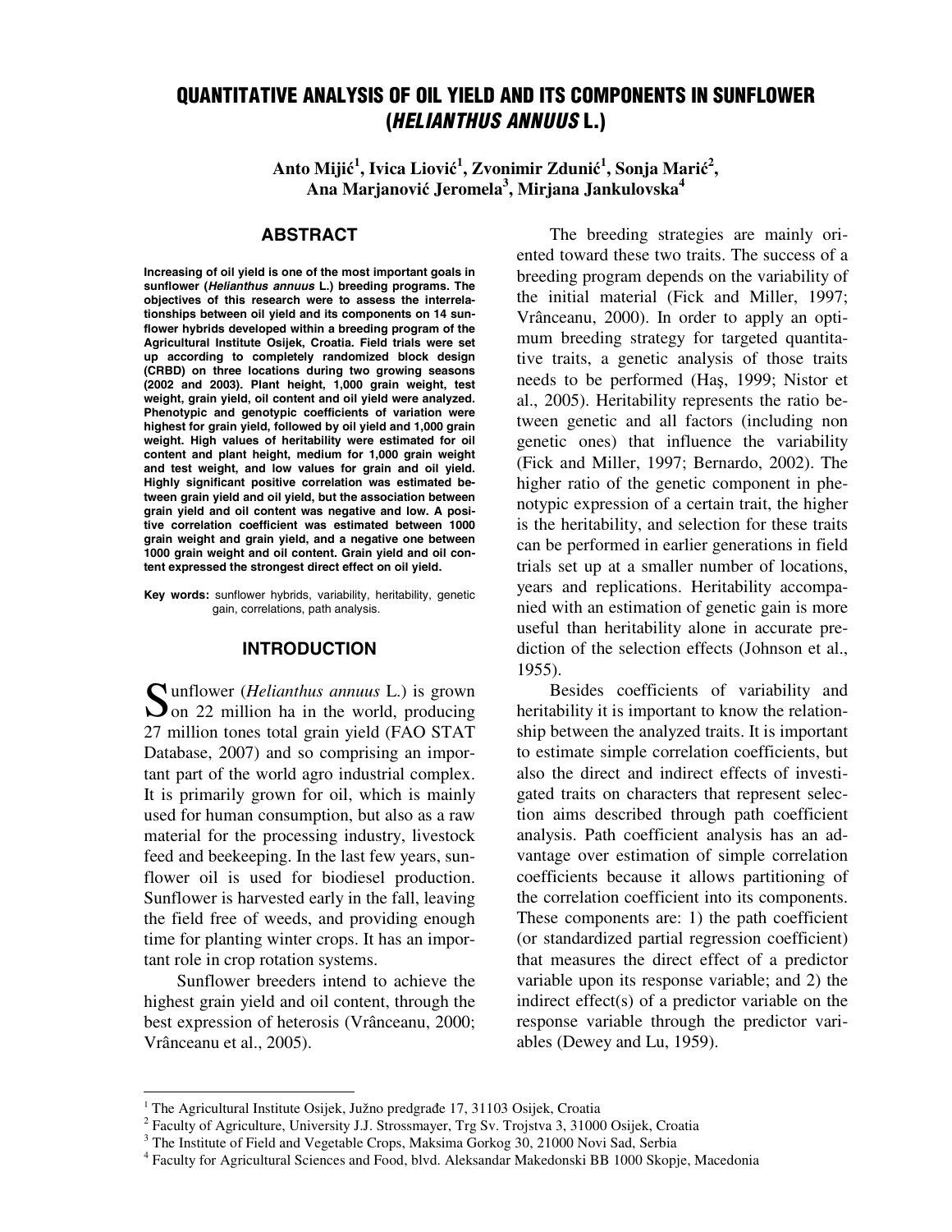# QUANTITATIVE ANALYSIS OF OIL YIELD AND ITS COMPONENTS IN SUNFLOWER (*HELIANTHUS ANNUUS* L.)

**Anto Mijić[1], Ivica Liović[1], Zvonimir Zdunić[1], Sonja Marić[2], Ana Marjanović Jeromela[3], Mirjana Jankulovska[4]**

## ABSTRACT

**Increasing of oil yield is one of the most important goals in sunflower (*Helianthus annuus* L.) breeding programs. The objectives of this research were to assess the interrelationships between oil yield and its components on 14 sunflower hybrids developed within a breeding program of the Agricultural Institute Osijek, Croatia. Field trials were set up according to completely randomized block design (CRBD) on three locations during two growing seasons (2002 and 2003). Plant height, 1,000 grain weight, test weight, grain yield, oil content and oil yield were analyzed. Phenotypic and genotypic coefficients of variation were highest for grain yield, followed by oil yield and 1,000 grain weight. High values of heritability were estimated for oil content and plant height, medium for 1,000 grain weight and test weight, and low values for grain and oil yield. Highly significant positive correlation was estimated between grain yield and oil yield, but the association between grain yield and oil content was negative and low. A positive correlation coefficient was estimated between 1000 grain weight and grain yield, and a negative one between 1000 grain weight and oil content. Grain yield and oil content expressed the strongest direct effect on oil yield.**

**Key words:** sunflower hybrids, variability, heritability, genetic gain, correlations, path analysis.

## INTRODUCTION

Sunflower (*Helianthus annuus* L.) is grown on 22 million ha in the world, producing 27 million tones total grain yield (FAO STAT Database, 2007) and so comprising an important part of the world agro industrial complex. It is primarily grown for oil, which is mainly used for human consumption, but also as a raw material for the processing industry, livestock feed and beekeeping. In the last few years, sunflower oil is used for biodiesel production. Sunflower is harvested early in the fall, leaving the field free of weeds, and providing enough time for planting winter crops. It has an important role in crop rotation systems.

Sunflower breeders intend to achieve the highest grain yield and oil content, through the best expression of heterosis (Vrânceanu, 2000; Vrânceanu et al., 2005).

The breeding strategies are mainly oriented toward these two traits. The success of a breeding program depends on the variability of the initial material (Fick and Miller, 1997; Vrânceanu, 2000). In order to apply an optimum breeding strategy for targeted quantitative traits, a genetic analysis of those traits needs to be performed (Haş, 1999; Nistor et al., 2005). Heritability represents the ratio between genetic and all factors (including non genetic ones) that influence the variability (Fick and Miller, 1997; Bernardo, 2002). The higher ratio of the genetic component in phenotypic expression of a certain trait, the higher is the heritability, and selection for these traits can be performed in earlier generations in field trials set up at a smaller number of locations, years and replications. Heritability accompanied with an estimation of genetic gain is more useful than heritability alone in accurate prediction of the selection effects (Johnson et al., 1955).

Besides coefficients of variability and heritability it is important to know the relationship between the analyzed traits. It is important to estimate simple correlation coefficients, but also the direct and indirect effects of investigated traits on characters that represent selection aims described through path coefficient analysis. Path coefficient analysis has an advantage over estimation of simple correlation coefficients because it allows partitioning of the correlation coefficient into its components. These components are: 1) the path coefficient (or standardized partial regression coefficient) that measures the direct effect of a predictor variable upon its response variable; and 2) the indirect effect(s) of a predictor variable on the response variable through the predictor variables (Dewey and Lu, 1959).

---

[1] The Agricultural Institute Osijek, Južno predgrađe 17, 31103 Osijek, Croatia
[2] Faculty of Agriculture, University J.J. Strossmayer, Trg Sv. Trojstva 3, 31000 Osijek, Croatia
[3] The Institute of Field and Vegetable Crops, Maksima Gorkog 30, 21000 Novi Sad, Serbia
[4] Faculty for Agricultural Sciences and Food, blvd. Aleksandar Makedonski BB 1000 Skopje, Macedonia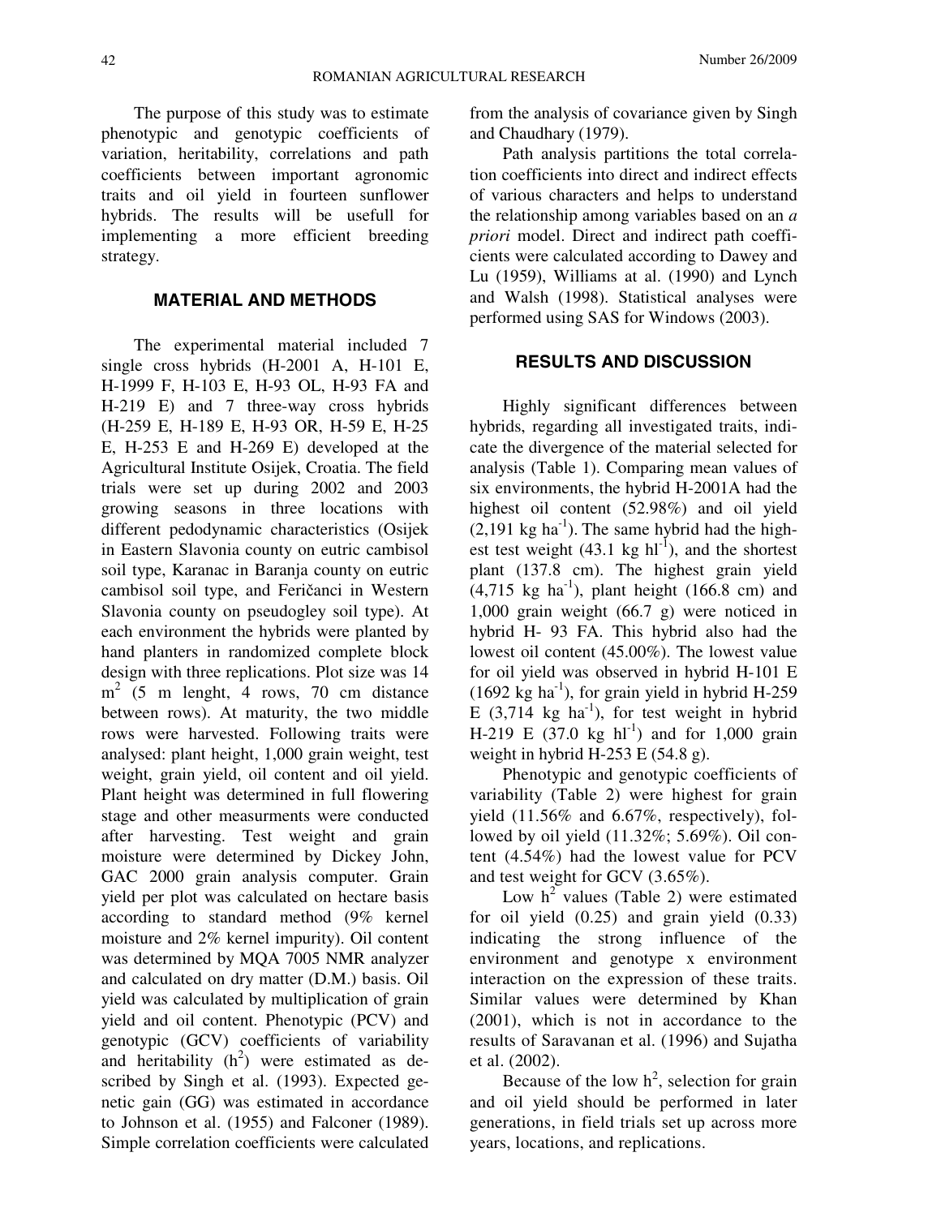The purpose of this study was to estimate phenotypic and genotypic coefficients of variation, heritability, correlations and path coefficients between important agronomic traits and oil yield in fourteen sunflower hybrids. The results will be usefull for implementing a more efficient breeding strategy.

## MATERIAL AND METHODS

The experimental material included 7 single cross hybrids (H-2001 A, H-101 E, H-1999 F, H-103 E, H-93 OL, H-93 FA and H-219 E) and 7 three-way cross hybrids (H-259 E, H-189 E, H-93 OR, H-59 E, H-25 E, H-253 E and H-269 E) developed at the Agricultural Institute Osijek, Croatia. The field trials were set up during 2002 and 2003 growing seasons in three locations with different pedodynamic characteristics (Osijek in Eastern Slavonia county on eutric cambisol soil type, Karanac in Baranja county on eutric cambisol soil type, and Feričanci in Western Slavonia county on pseudogley soil type). At each environment the hybrids were planted by hand planters in randomized complete block design with three replications. Plot size was 14 $m^2$ (5 m lenght, 4 rows, 70 cm distance between rows). At maturity, the two middle rows were harvested. Following traits were analysed: plant height, 1,000 grain weight, test weight, grain yield, oil content and oil yield. Plant height was determined in full flowering stage and other measurments were conducted after harvesting. Test weight and grain moisture were determined by Dickey John, GAC 2000 grain analysis computer. Grain yield per plot was calculated on hectare basis according to standard method (9% kernel moisture and 2% kernel impurity). Oil content was determined by MQA 7005 NMR analyzer and calculated on dry matter (D.M.) basis. Oil yield was calculated by multiplication of grain yield and oil content. Phenotypic (PCV) and genotypic (GCV) coefficients of variability and heritability ($h^2$) were estimated as described by Singh et al. (1993). Expected genetic gain (GG) was estimated in accordance to Johnson et al. (1955) and Falconer (1989). Simple correlation coefficients were calculated from the analysis of covariance given by Singh and Chaudhary (1979).

Path analysis partitions the total correlation coefficients into direct and indirect effects of various characters and helps to understand the relationship among variables based on an *a priori* model. Direct and indirect path coefficients were calculated according to Dawey and Lu (1959), Williams at al. (1990) and Lynch and Walsh (1998). Statistical analyses were performed using SAS for Windows (2003).

## RESULTS AND DISCUSSION

Highly significant differences between hybrids, regarding all investigated traits, indicate the divergence of the material selected for analysis (Table 1). Comparing mean values of six environments, the hybrid H-2001A had the highest oil content (52.98%) and oil yield (2,191 kg $ha^{-1}$). The same hybrid had the highest test weight (43.1 kg $hl^{-1}$), and the shortest plant (137.8 cm). The highest grain yield (4,715 kg $ha^{-1}$), plant height (166.8 cm) and 1,000 grain weight (66.7 g) were noticed in hybrid H- 93 FA. This hybrid also had the lowest oil content (45.00%). The lowest value for oil yield was observed in hybrid H-101 E (1692 kg $ha^{-1}$), for grain yield in hybrid H-259 E (3,714 kg $ha^{-1}$), for test weight in hybrid H-219 E (37.0 kg $hl^{-1}$) and for 1,000 grain weight in hybrid H-253 E (54.8 g).

Phenotypic and genotypic coefficients of variability (Table 2) were highest for grain yield (11.56% and 6.67%, respectively), followed by oil yield (11.32%; 5.69%). Oil content (4.54%) had the lowest value for PCV and test weight for GCV (3.65%).

Low $h^2$ values (Table 2) were estimated for oil yield (0.25) and grain yield (0.33) indicating the strong influence of the environment and genotype x environment interaction on the expression of these traits. Similar values were determined by Khan (2001), which is not in accordance to the results of Saravanan et al. (1996) and Sujatha et al. (2002).

Because of the low $h^2$, selection for grain and oil yield should be performed in later generations, in field trials set up across more years, locations, and replications.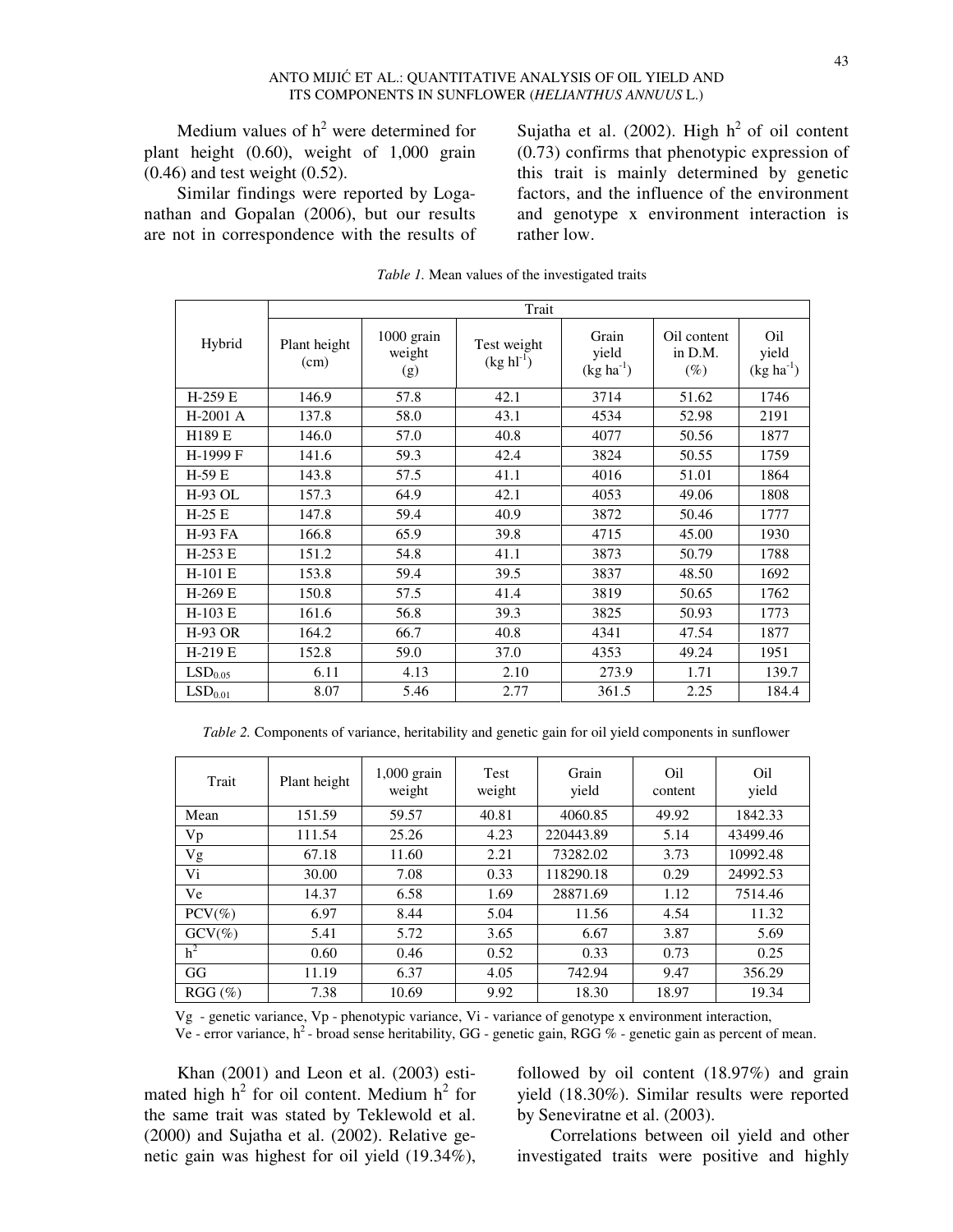Medium values of $h^2$ were determined for plant height (0.60), weight of 1,000 grain (0.46) and test weight (0.52).

Similar findings were reported by Loganathan and Gopalan (2006), but our results are not in correspondence with the results of Sujatha et al. (2002). High $h^2$ of oil content (0.73) confirms that phenotypic expression of this trait is mainly determined by genetic factors, and the influence of the environment and genotype x environment interaction is rather low.

*Table 1.* Mean values of the investigated traits

| Hybrid | Trait | | | | | |
|---|---|---|---|---|---|---|
| | Plant height (cm) | 1000 grain weight (g) | Test weight (kg $hl^{-1}$) | Grain yield (kg $ha^{-1}$) | Oil content in D.M. (%) | Oil yield (kg $ha^{-1}$) |
| H-259 E | 146.9 | 57.8 | 42.1 | 3714 | 51.62 | 1746 |
| H-2001 A | 137.8 | 58.0 | 43.1 | 4534 | 52.98 | 2191 |
| H189 E | 146.0 | 57.0 | 40.8 | 4077 | 50.56 | 1877 |
| H-1999 F | 141.6 | 59.3 | 42.4 | 3824 | 50.55 | 1759 |
| H-59 E | 143.8 | 57.5 | 41.1 | 4016 | 51.01 | 1864 |
| H-93 OL | 157.3 | 64.9 | 42.1 | 4053 | 49.06 | 1808 |
| H-25 E | 147.8 | 59.4 | 40.9 | 3872 | 50.46 | 1777 |
| H-93 FA | 166.8 | 65.9 | 39.8 | 4715 | 45.00 | 1930 |
| H-253 E | 151.2 | 54.8 | 41.1 | 3873 | 50.79 | 1788 |
| H-101 E | 153.8 | 59.4 | 39.5 | 3837 | 48.50 | 1692 |
| H-269 E | 150.8 | 57.5 | 41.4 | 3819 | 50.65 | 1762 |
| H-103 E | 161.6 | 56.8 | 39.3 | 3825 | 50.93 | 1773 |
| H-93 OR | 164.2 | 66.7 | 40.8 | 4341 | 47.54 | 1877 |
| H-219 E | 152.8 | 59.0 | 37.0 | 4353 | 49.24 | 1951 |
| $LSD_{0.05}$ | 6.11 | 4.13 | 2.10 | 273.9 | 1.71 | 139.7 |
| $LSD_{0.01}$ | 8.07 | 5.46 | 2.77 | 361.5 | 2.25 | 184.4 |

*Table 2.* Components of variance, heritability and genetic gain for oil yield components in sunflower

| Trait | Plant height | 1,000 grain weight | Test weight | Grain yield | Oil content | Oil yield |
|---|---|---|---|---|---|---|
| Mean | 151.59 | 59.57 | 40.81 | 4060.85 | 49.92 | 1842.33 |
| Vp | 111.54 | 25.26 | 4.23 | 220443.89 | 5.14 | 43499.46 |
| Vg | 67.18 | 11.60 | 2.21 | 73282.02 | 3.73 | 10992.48 |
| Vi | 30.00 | 7.08 | 0.33 | 118290.18 | 0.29 | 24992.53 |
| Ve | 14.37 | 6.58 | 1.69 | 28871.69 | 1.12 | 7514.46 |
| PCV(%) | 6.97 | 8.44 | 5.04 | 11.56 | 4.54 | 11.32 |
| GCV(%) | 5.41 | 5.72 | 3.65 | 6.67 | 3.87 | 5.69 |
| $h^2$ | 0.60 | 0.46 | 0.52 | 0.33 | 0.73 | 0.25 |
| GG | 11.19 | 6.37 | 4.05 | 742.94 | 9.47 | 356.29 |
| RGG (%) | 7.38 | 10.69 | 9.92 | 18.30 | 18.97 | 19.34 |

Vg - genetic variance, Vp - phenotypic variance, Vi - variance of genotype x environment interaction, Ve - error variance, $h^2$ - broad sense heritability, GG - genetic gain, RGG % - genetic gain as percent of mean.

Khan (2001) and Leon et al. (2003) estimated high $h^2$ for oil content. Medium $h^2$ for the same trait was stated by Teklewold et al. (2000) and Sujatha et al. (2002). Relative genetic gain was highest for oil yield (19.34%), followed by oil content (18.97%) and grain yield (18.30%). Similar results were reported by Seneviratne et al. (2003).

Correlations between oil yield and other investigated traits were positive and highly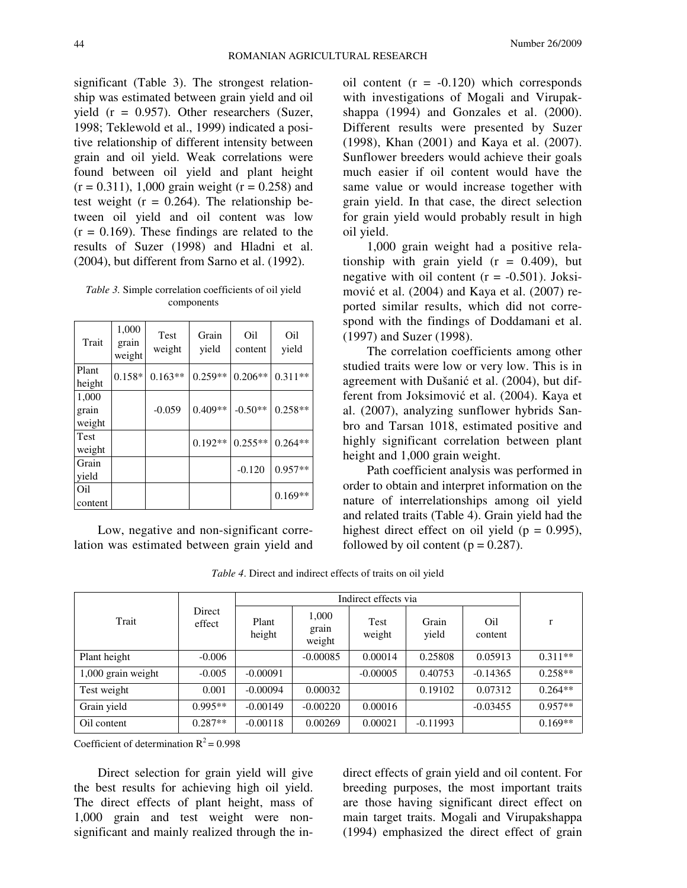significant (Table 3). The strongest relationship was estimated between grain yield and oil yield (r = 0.957). Other researchers (Suzer, 1998; Teklewold et al., 1999) indicated a positive relationship of different intensity between grain and oil yield. Weak correlations were found between oil yield and plant height (r = 0.311), 1,000 grain weight (r = 0.258) and test weight (r = 0.264). The relationship between oil yield and oil content was low (r = 0.169). These findings are related to the results of Suzer (1998) and Hladni et al. (2004), but different from Sarno et al. (1992).

*Table 3.* Simple correlation coefficients of oil yield components

| Trait | 1,000 grain weight | Test weight | Grain yield | Oil content | Oil yield |
|---|---|---|---|---|---|
| Plant height | 0.158* | 0.163** | 0.259** | 0.206** | 0.311** |
| 1,000 grain weight | | -0.059 | 0.409** | -0.50** | 0.258** |
| Test weight | | | 0.192** | 0.255** | 0.264** |
| Grain yield | | | | -0.120 | 0.957** |
| Oil content | | | | | 0.169** |

Low, negative and non-significant correlation was estimated between grain yield and oil content (r = -0.120) which corresponds with investigations of Mogali and Virupakshappa (1994) and Gonzales et al. (2000). Different results were presented by Suzer (1998), Khan (2001) and Kaya et al. (2007). Sunflower breeders would achieve their goals much easier if oil content would have the same value or would increase together with grain yield. In that case, the direct selection for grain yield would probably result in high oil yield.

1,000 grain weight had a positive relationship with grain yield (r = 0.409), but negative with oil content (r = -0.501). Joksimović et al. (2004) and Kaya et al. (2007) reported similar results, which did not correspond with the findings of Doddamani et al. (1997) and Suzer (1998).

The correlation coefficients among other studied traits were low or very low. This is in agreement with Dušanić et al. (2004), but different from Joksimović et al. (2004). Kaya et al. (2007), analyzing sunflower hybrids Sanbro and Tarsan 1018, estimated positive and highly significant correlation between plant height and 1,000 grain weight.

Path coefficient analysis was performed in order to obtain and interpret information on the nature of interrelationships among oil yield and related traits (Table 4). Grain yield had the highest direct effect on oil yield (p = 0.995), followed by oil content (p = 0.287).

*Table 4*. Direct and indirect effects of traits on oil yield

| Trait | Direct effect | Indirect effects via | | | | | r |
|---|---|---|---|---|---|---|---|
| | | Plant height | 1,000 grain weight | Test weight | Grain yield | Oil content | |
| Plant height | -0.006 | | -0.00085 | 0.00014 | 0.25808 | 0.05913 | 0.311** |
| 1,000 grain weight | -0.005 | -0.00091 | | -0.00005 | 0.40753 | -0.14365 | 0.258** |
| Test weight | 0.001 | -0.00094 | 0.00032 | | 0.19102 | 0.07312 | 0.264** |
| Grain yield | 0.995** | -0.00149 | -0.00220 | 0.00016 | | -0.03455 | 0.957** |
| Oil content | 0.287** | -0.00118 | 0.00269 | 0.00021 | -0.11993 | | 0.169** |

Coefficient of determination $R^2 = 0.998$

Direct selection for grain yield will give the best results for achieving high oil yield. The direct effects of plant height, mass of 1,000 grain and test weight were non-significant and mainly realized through the indirect effects of grain yield and oil content. For breeding purposes, the most important traits are those having significant direct effect on main target traits. Mogali and Virupakshappa (1994) emphasized the direct effect of grain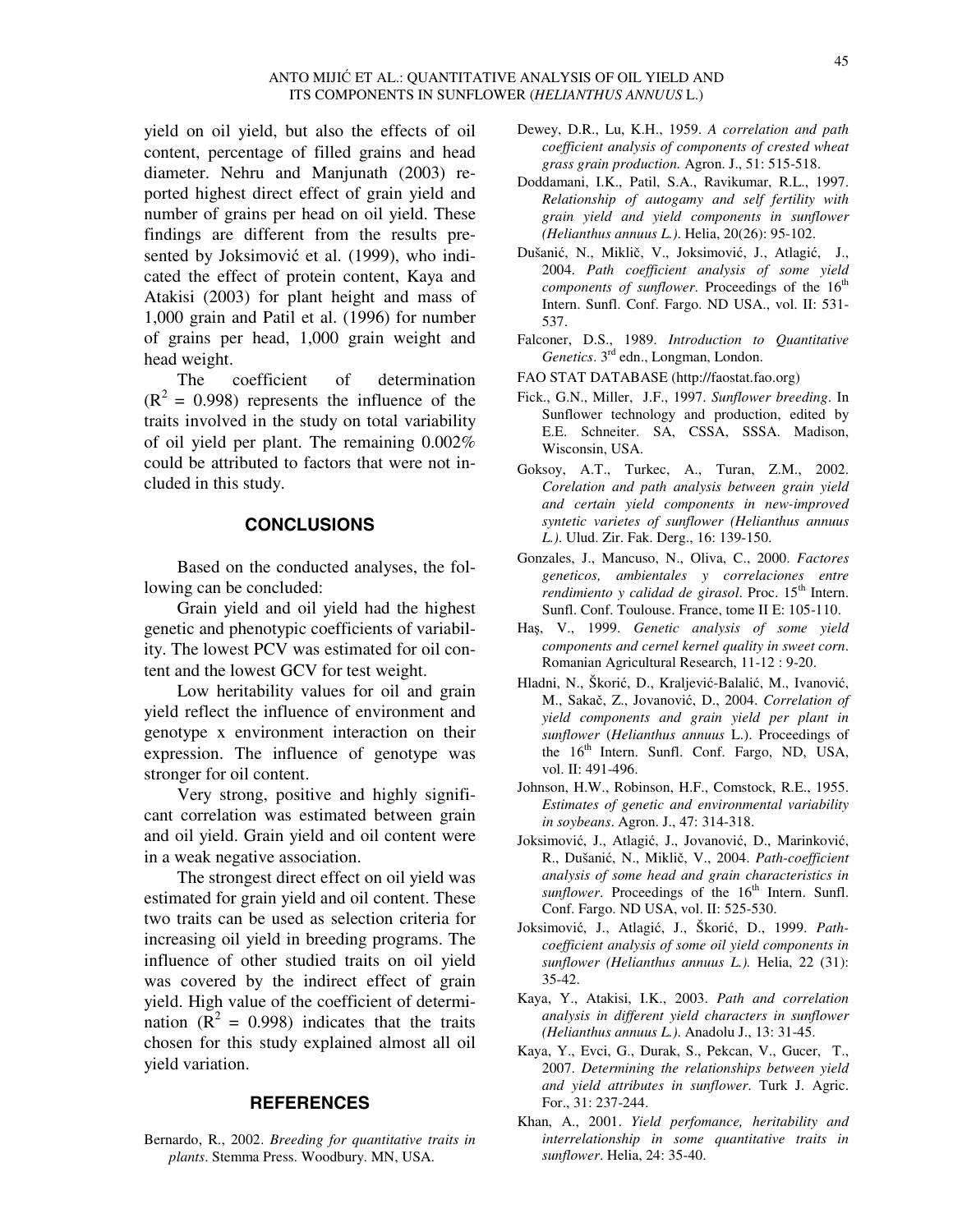yield on oil yield, but also the effects of oil content, percentage of filled grains and head diameter. Nehru and Manjunath (2003) reported highest direct effect of grain yield and number of grains per head on oil yield. These findings are different from the results presented by Joksimović et al. (1999), who indicated the effect of protein content, Kaya and Atakisi (2003) for plant height and mass of 1,000 grain and Patil et al. (1996) for number of grains per head, 1,000 grain weight and head weight.

The coefficient of determination ($R^2$ = 0.998) represents the influence of the traits involved in the study on total variability of oil yield per plant. The remaining 0.002% could be attributed to factors that were not included in this study.

## CONCLUSIONS

Based on the conducted analyses, the following can be concluded:

Grain yield and oil yield had the highest genetic and phenotypic coefficients of variability. The lowest PCV was estimated for oil content and the lowest GCV for test weight.

Low heritability values for oil and grain yield reflect the influence of environment and genotype x environment interaction on their expression. The influence of genotype was stronger for oil content.

Very strong, positive and highly significant correlation was estimated between grain and oil yield. Grain yield and oil content were in a weak negative association.

The strongest direct effect on oil yield was estimated for grain yield and oil content. These two traits can be used as selection criteria for increasing oil yield in breeding programs. The influence of other studied traits on oil yield was covered by the indirect effect of grain yield. High value of the coefficient of determination ($R^2$ = 0.998) indicates that the traits chosen for this study explained almost all oil yield variation.

## REFERENCES

Bernardo, R., 2002. *Breeding for quantitative traits in plants*. Stemma Press. Woodbury. MN, USA.

Dewey, D.R., Lu, K.H., 1959. *A correlation and path coefficient analysis of components of crested wheat grass grain production.* Agron. J., 51: 515-518.

Doddamani, I.K., Patil, S.A., Ravikumar, R.L., 1997. *Relationship of autogamy and self fertility with grain yield and yield components in sunflower (Helianthus annuus L.)*. Helia, 20(26): 95-102.

Dušanić, N., Miklič, V., Joksimović, J., Atlagić, J., 2004. *Path coefficient analysis of some yield components of sunflower*. Proceedings of the 16th Intern. Sunfl. Conf. Fargo. ND USA., vol. II: 531-537.

Falconer, D.S., 1989. *Introduction to Quantitative Genetics*. 3rd edn., Longman, London.

FAO STAT DATABASE (http://faostat.fao.org)

Fick., G.N., Miller, J.F., 1997. *Sunflower breeding*. In Sunflower technology and production, edited by E.E. Schneiter. SA, CSSA, SSSA. Madison, Wisconsin, USA.

Goksoy, A.T., Turkec, A., Turan, Z.M., 2002. *Corelation and path analysis between grain yield and certain yield components in new-improved syntetic varietes of sunflower (Helianthus annuus L.)*. Ulud. Zir. Fak. Derg., 16: 139-150.

Gonzales, J., Mancuso, N., Oliva, C., 2000. *Factores geneticos, ambientales y correlaciones entre rendimiento y calidad de girasol*. Proc. 15th Intern. Sunfl. Conf. Toulouse. France, tome II E: 105-110.

Haş, V., 1999. *Genetic analysis of some yield components and cernel kernel quality in sweet corn*. Romanian Agricultural Research, 11-12 : 9-20.

Hladni, N., Škorić, D., Kraljević-Balalić, M., Ivanović, M., Sakač, Z., Jovanović, D., 2004. *Correlation of yield components and grain yield per plant in sunflower* (*Helianthus annuus* L.). Proceedings of the 16th Intern. Sunfl. Conf. Fargo, ND, USA, vol. II: 491-496.

Johnson, H.W., Robinson, H.F., Comstock, R.E., 1955. *Estimates of genetic and environmental variability in soybeans*. Agron. J., 47: 314-318.

Joksimović, J., Atlagić, J., Jovanović, D., Marinković, R., Dušanić, N., Miklič, V., 2004. *Path-coefficient analysis of some head and grain characteristics in sunflower*. Proceedings of the 16th Intern. Sunfl. Conf. Fargo. ND USA, vol. II: 525-530.

Joksimović, J., Atlagić, J., Škorić, D., 1999. *Path-coefficient analysis of some oil yield components in sunflower (Helianthus annuus L.).* Helia, 22 (31): 35-42.

Kaya, Y., Atakisi, I.K., 2003. *Path and correlation analysis in different yield characters in sunflower (Helianthus annuus L.)*. Anadolu J., 13: 31-45.

Kaya, Y., Evci, G., Durak, S., Pekcan, V., Gucer, T., 2007. *Determining the relationships between yield and yield attributes in sunflower*. Turk J. Agric. For., 31: 237-244.

Khan, A., 2001. *Yield perfomance, heritability and interrelationship in some quantitative traits in sunflower*. Helia, 24: 35-40.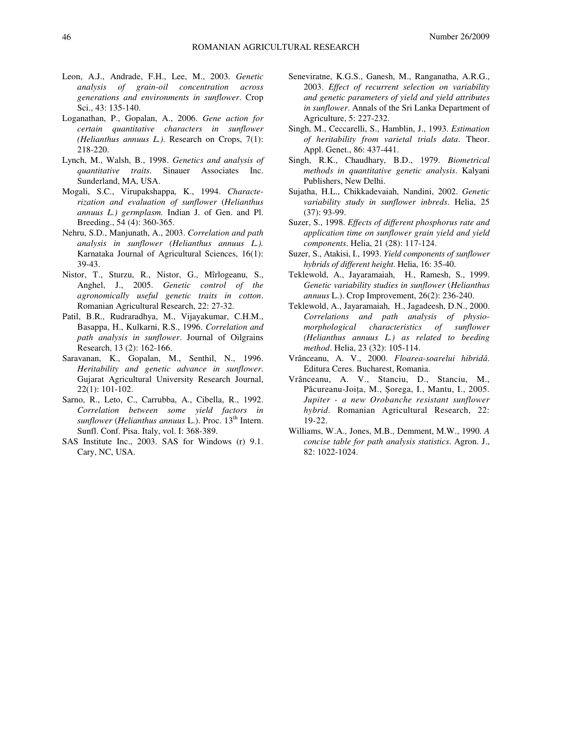- Leon, A.J., Andrade, F.H., Lee, M., 2003. *Genetic analysis of grain-oil concentration across generations and environments in sunflower*. Crop Sci., 43: 135-140.
- Loganathan, P., Gopalan, A., 2006. *Gene action for certain quantitative characters in sunflower (Helianthus annuus L.)*. Research on Crops, 7(1): 218-220.
- Lynch, M., Walsh, B., 1998. *Genetics and analysis of quantitative traits*. Sinauer Associates Inc. Sunderland, MA, USA.
- Mogali, S.C., Virupakshappa, K., 1994. *Characterization and evaluation of sunflower* (*Helianthus annuus L.) germplasm.* Indian J. of Gen. and Pl. Breeding., 54 (4): 360-365.
- Nehru, S.D., Manjunath, A., 2003. *Correlation and path analysis in sunflower (Helianthus annuus L.).* Karnataka Journal of Agricultural Sciences, 16(1): 39-43.
- Nistor, T., Sturzu, R., Nistor, G., Mîrlogeanu, S., Anghel, J., 2005. *Genetic control of the agronomically useful genetic traits in cotton*. Romanian Agricultural Research, 22: 27-32.
- Patil, B.R., Rudraradhya, M., Vijayakumar, C.H.M., Basappa, H., Kulkarni, R.S., 1996. *Correlation and path analysis in sunflower*. Journal of Oilgrains Research, 13 (2): 162-166.
- Saravanan, K., Gopalan, M., Senthil, N., 1996. *Heritability and genetic advance in sunflower*. Gujarat Agricultural University Research Journal, 22(1): 101-102.
- Sarno, R., Leto, C., Carrubba, A., Cibella, R., 1992. *Correlation between some yield factors in sunflower* (*Helianthus annuus* L.). Proc. 13th Intern. Sunfl. Conf. Pisa. Italy, vol. I: 368-389.
- SAS Institute Inc., 2003. SAS for Windows (r) 9.1. Cary, NC, USA.
- Seneviratne, K.G.S., Ganesh, M., Ranganatha, A.R.G., 2003. *Effect of recurrent selection on variability and genetic parameters of yield and yield attributes in sunflower*. Annals of the Sri Lanka Department of Agriculture, 5: 227-232.
- Singh, M., Ceccarelli, S., Hamblin, J., 1993. *Estimation of heritability from varietal trials data*. Theor. Appl. Genet., 86: 437-441.
- Singh, R.K., Chaudhary, B.D., 1979. *Biometrical methods in quantitative genetic analysis*. Kalyani Publishers, New Delhi.
- Sujatha, H.L., Chikkadevaiah, Nandini, 2002. *Genetic variability study in sunflower inbreds*. Helia, 25 (37): 93-99.
- Suzer, S., 1998. *Effects of different phosphorus rate and application time on sunflower grain yield and yield components*. Helia, 21 (28): 117-124.
- Suzer, S., Atakisi, I., 1993. *Yield components of sunflower hybrids of different height*. Helia, 16: 35-40.
- Teklewold, A., Jayaramaiah, H., Ramesh, S., 1999. *Genetic variability studies in sunflower* (*Helianthus annuus* L.). Crop Improvement, 26(2): 236-240.
- Teklewold, A., Jayaramaiah, H., Jagadeesh, D.N., 2000. *Correlations and path analysis of physio-morphological characteristics of sunflower (Helianthus annuus L.) as related to beeding method*. Helia, 23 (32): 105-114.
- Vrânceanu, A. V., 2000. *Floarea-soarelui hibridă*. Editura Ceres. Bucharest, Romania.
- Vrânceanu, A. V., Stanciu, D., Stanciu, M., Păcureanu-Joița, M., Șorega, I., Mantu, I., 2005. *Jupiter - a new Orobanche resistant sunflower hybrid*. Romanian Agricultural Research, 22: 19-22.
- Williams, W.A., Jones, M.B., Demment, M.W., 1990. *A concise table for path analysis statistics*. Agron. J., 82: 1022-1024.